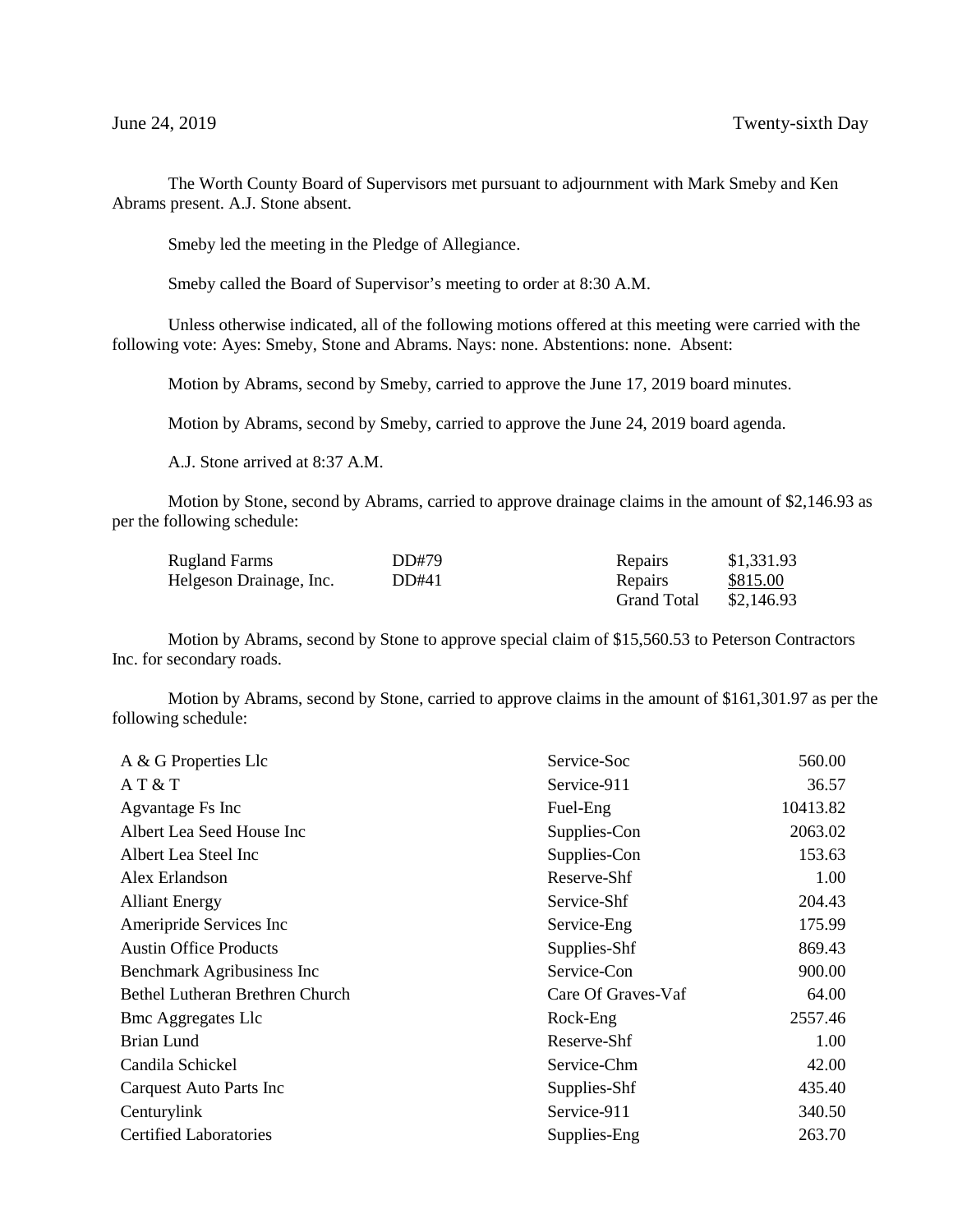June 24, 2019 Twenty-sixth Day

The Worth County Board of Supervisors met pursuant to adjournment with Mark Smeby and Ken Abrams present. A.J. Stone absent.

Smeby led the meeting in the Pledge of Allegiance.

Smeby called the Board of Supervisor's meeting to order at 8:30 A.M.

Unless otherwise indicated, all of the following motions offered at this meeting were carried with the following vote: Ayes: Smeby, Stone and Abrams. Nays: none. Abstentions: none. Absent:

Motion by Abrams, second by Smeby, carried to approve the June 17, 2019 board minutes.

Motion by Abrams, second by Smeby, carried to approve the June 24, 2019 board agenda.

A.J. Stone arrived at 8:37 A.M.

Motion by Stone, second by Abrams, carried to approve drainage claims in the amount of $2,146.93 as per the following schedule:

| | | | |
|---|---|---|---|
| Rugland Farms | DD#79 | Repairs | $1,331.93 |
| Helgeson Drainage, Inc. | DD#41 | Repairs | $815.00 |
| | | Grand Total | $2,146.93 |

Motion by Abrams, second by Stone to approve special claim of $15,560.53 to Peterson Contractors Inc. for secondary roads.

Motion by Abrams, second by Stone, carried to approve claims in the amount of $161,301.97 as per the following schedule:

| | | |
|---|---|---|
| A & G Properties Llc | Service-Soc | 560.00 |
| A T & T | Service-911 | 36.57 |
| Agvantage Fs Inc | Fuel-Eng | 10413.82 |
| Albert Lea Seed House Inc | Supplies-Con | 2063.02 |
| Albert Lea Steel Inc | Supplies-Con | 153.63 |
| Alex Erlandson | Reserve-Shf | 1.00 |
| Alliant Energy | Service-Shf | 204.43 |
| Ameripride Services Inc | Service-Eng | 175.99 |
| Austin Office Products | Supplies-Shf | 869.43 |
| Benchmark Agribusiness Inc | Service-Con | 900.00 |
| Bethel Lutheran Brethren Church | Care Of Graves-Vaf | 64.00 |
| Bmc Aggregates Llc | Rock-Eng | 2557.46 |
| Brian Lund | Reserve-Shf | 1.00 |
| Candila Schickel | Service-Chm | 42.00 |
| Carquest Auto Parts Inc | Supplies-Shf | 435.40 |
| Centurylink | Service-911 | 340.50 |
| Certified Laboratories | Supplies-Eng | 263.70 |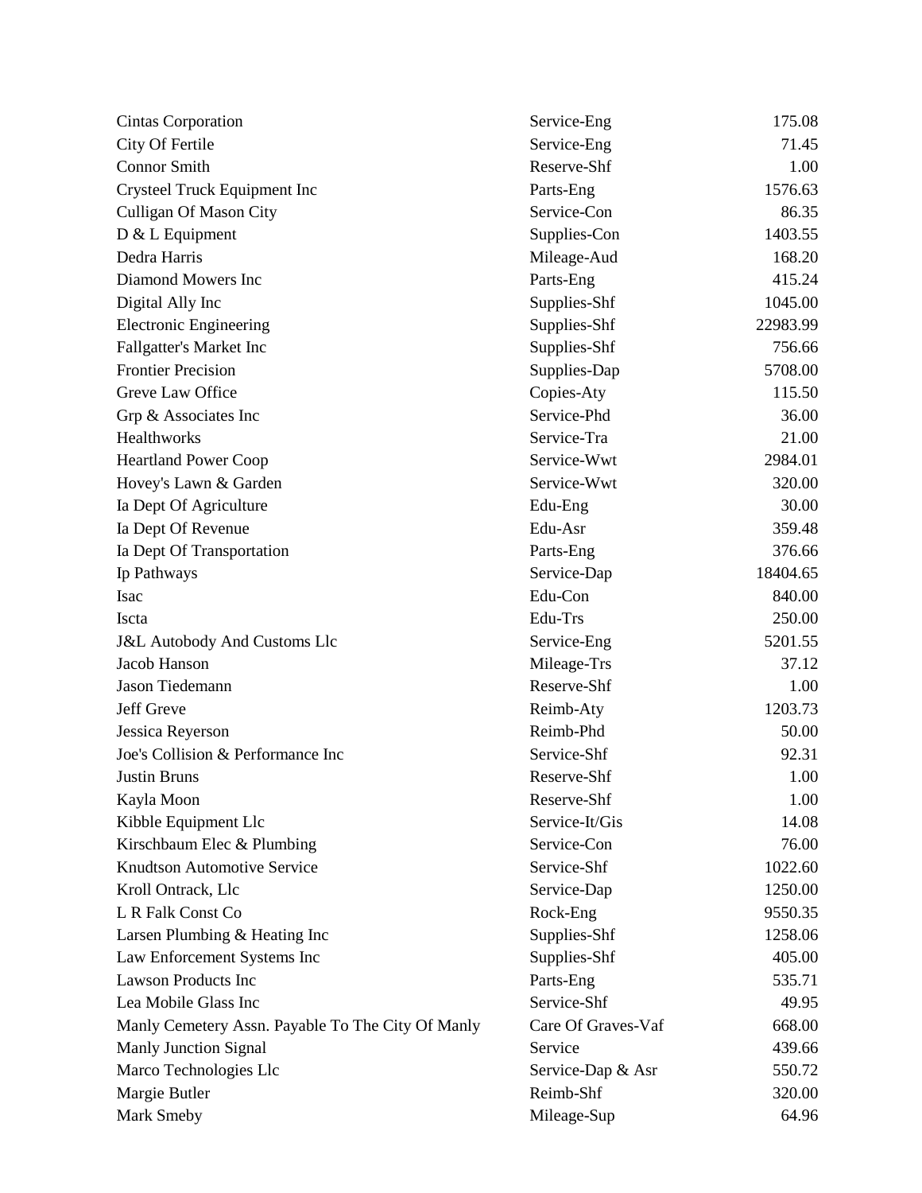| | | |
|---|---|---|
| Cintas Corporation | Service-Eng | 175.08 |
| City Of Fertile | Service-Eng | 71.45 |
| Connor Smith | Reserve-Shf | 1.00 |
| Crysteel Truck Equipment Inc | Parts-Eng | 1576.63 |
| Culligan Of Mason City | Service-Con | 86.35 |
| D & L Equipment | Supplies-Con | 1403.55 |
| Dedra Harris | Mileage-Aud | 168.20 |
| Diamond Mowers Inc | Parts-Eng | 415.24 |
| Digital Ally Inc | Supplies-Shf | 1045.00 |
| Electronic Engineering | Supplies-Shf | 22983.99 |
| Fallgatter's Market Inc | Supplies-Shf | 756.66 |
| Frontier Precision | Supplies-Dap | 5708.00 |
| Greve Law Office | Copies-Aty | 115.50 |
| Grp & Associates Inc | Service-Phd | 36.00 |
| Healthworks | Service-Tra | 21.00 |
| Heartland Power Coop | Service-Wwt | 2984.01 |
| Hovey's Lawn & Garden | Service-Wwt | 320.00 |
| Ia Dept Of Agriculture | Edu-Eng | 30.00 |
| Ia Dept Of Revenue | Edu-Asr | 359.48 |
| Ia Dept Of Transportation | Parts-Eng | 376.66 |
| Ip Pathways | Service-Dap | 18404.65 |
| Isac | Edu-Con | 840.00 |
| Iscta | Edu-Trs | 250.00 |
| J&L Autobody And Customs Llc | Service-Eng | 5201.55 |
| Jacob Hanson | Mileage-Trs | 37.12 |
| Jason Tiedemann | Reserve-Shf | 1.00 |
| Jeff Greve | Reimb-Aty | 1203.73 |
| Jessica Reyerson | Reimb-Phd | 50.00 |
| Joe's Collision & Performance Inc | Service-Shf | 92.31 |
| Justin Bruns | Reserve-Shf | 1.00 |
| Kayla Moon | Reserve-Shf | 1.00 |
| Kibble Equipment Llc | Service-It/Gis | 14.08 |
| Kirschbaum Elec & Plumbing | Service-Con | 76.00 |
| Knudtson Automotive Service | Service-Shf | 1022.60 |
| Kroll Ontrack, Llc | Service-Dap | 1250.00 |
| L R Falk Const Co | Rock-Eng | 9550.35 |
| Larsen Plumbing & Heating Inc | Supplies-Shf | 1258.06 |
| Law Enforcement Systems Inc | Supplies-Shf | 405.00 |
| Lawson Products Inc | Parts-Eng | 535.71 |
| Lea Mobile Glass Inc | Service-Shf | 49.95 |
| Manly Cemetery Assn. Payable To The City Of Manly | Care Of Graves-Vaf | 668.00 |
| Manly Junction Signal | Service | 439.66 |
| Marco Technologies Llc | Service-Dap & Asr | 550.72 |
| Margie Butler | Reimb-Shf | 320.00 |
| Mark Smeby | Mileage-Sup | 64.96 |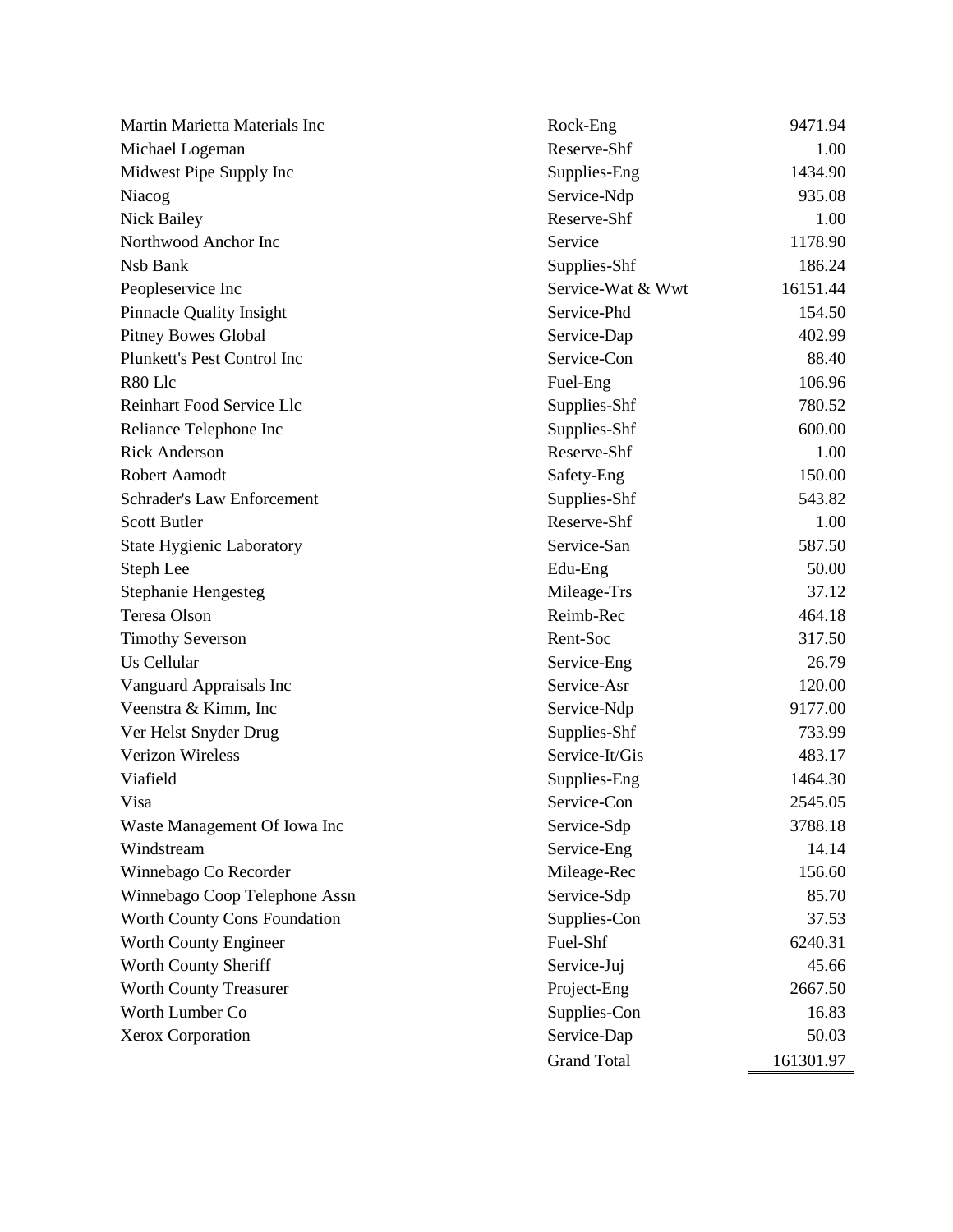| | | |
|---|---|---|
| Martin Marietta Materials Inc | Rock-Eng | 9471.94 |
| Michael Logeman | Reserve-Shf | 1.00 |
| Midwest Pipe Supply Inc | Supplies-Eng | 1434.90 |
| Niacog | Service-Ndp | 935.08 |
| Nick Bailey | Reserve-Shf | 1.00 |
| Northwood Anchor Inc | Service | 1178.90 |
| Nsb Bank | Supplies-Shf | 186.24 |
| Peopleservice Inc | Service-Wat & Wwt | 16151.44 |
| Pinnacle Quality Insight | Service-Phd | 154.50 |
| Pitney Bowes Global | Service-Dap | 402.99 |
| Plunkett's Pest Control Inc | Service-Con | 88.40 |
| R80 Llc | Fuel-Eng | 106.96 |
| Reinhart Food Service Llc | Supplies-Shf | 780.52 |
| Reliance Telephone Inc | Supplies-Shf | 600.00 |
| Rick Anderson | Reserve-Shf | 1.00 |
| Robert Aamodt | Safety-Eng | 150.00 |
| Schrader's Law Enforcement | Supplies-Shf | 543.82 |
| Scott Butler | Reserve-Shf | 1.00 |
| State Hygienic Laboratory | Service-San | 587.50 |
| Steph Lee | Edu-Eng | 50.00 |
| Stephanie Hengesteg | Mileage-Trs | 37.12 |
| Teresa Olson | Reimb-Rec | 464.18 |
| Timothy Severson | Rent-Soc | 317.50 |
| Us Cellular | Service-Eng | 26.79 |
| Vanguard Appraisals Inc | Service-Asr | 120.00 |
| Veenstra & Kimm, Inc | Service-Ndp | 9177.00 |
| Ver Helst Snyder Drug | Supplies-Shf | 733.99 |
| Verizon Wireless | Service-It/Gis | 483.17 |
| Viafield | Supplies-Eng | 1464.30 |
| Visa | Service-Con | 2545.05 |
| Waste Management Of Iowa Inc | Service-Sdp | 3788.18 |
| Windstream | Service-Eng | 14.14 |
| Winnebago Co Recorder | Mileage-Rec | 156.60 |
| Winnebago Coop Telephone Assn | Service-Sdp | 85.70 |
| Worth County Cons Foundation | Supplies-Con | 37.53 |
| Worth County Engineer | Fuel-Shf | 6240.31 |
| Worth County Sheriff | Service-Juj | 45.66 |
| Worth County Treasurer | Project-Eng | 2667.50 |
| Worth Lumber Co | Supplies-Con | 16.83 |
| Xerox Corporation | Service-Dap | 50.03 |
| | Grand Total | 161301.97 |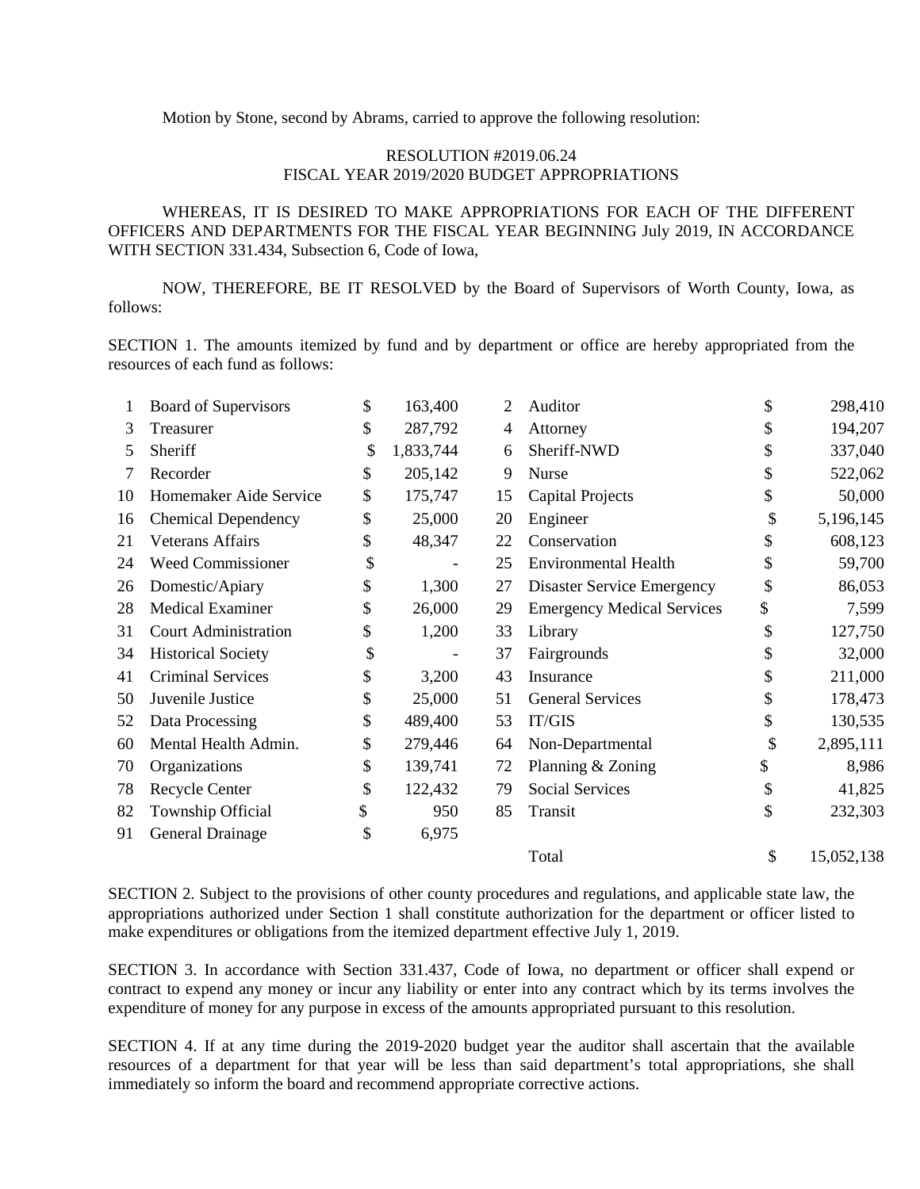Motion by Stone, second by Abrams, carried to approve the following resolution:

RESOLUTION #2019.06.24
FISCAL YEAR 2019/2020 BUDGET APPROPRIATIONS

WHEREAS, IT IS DESIRED TO MAKE APPROPRIATIONS FOR EACH OF THE DIFFERENT OFFICERS AND DEPARTMENTS FOR THE FISCAL YEAR BEGINNING July 2019, IN ACCORDANCE WITH SECTION 331.434, Subsection 6, Code of Iowa,

NOW, THEREFORE, BE IT RESOLVED by the Board of Supervisors of Worth County, Iowa, as follows:

SECTION 1. The amounts itemized by fund and by department or office are hereby appropriated from the resources of each fund as follows:

| | | | | | | | |
|---|---|---|---|---|---|---|---|
| 1 | Board of Supervisors | $ | 163,400 | 2 | Auditor | $ | 298,410 |
| 3 | Treasurer | $ | 287,792 | 4 | Attorney | $ | 194,207 |
| 5 | Sheriff | $ | 1,833,744 | 6 | Sheriff-NWD | $ | 337,040 |
| 7 | Recorder | $ | 205,142 | 9 | Nurse | $ | 522,062 |
| 10 | Homemaker Aide Service | $ | 175,747 | 15 | Capital Projects | $ | 50,000 |
| 16 | Chemical Dependency | $ | 25,000 | 20 | Engineer | $ | 5,196,145 |
| 21 | Veterans Affairs | $ | 48,347 | 22 | Conservation | $ | 608,123 |
| 24 | Weed Commissioner | $ | - | 25 | Environmental Health | $ | 59,700 |
| 26 | Domestic/Apiary | $ | 1,300 | 27 | Disaster Service Emergency | $ | 86,053 |
| 28 | Medical Examiner | $ | 26,000 | 29 | Emergency Medical Services | $ | 7,599 |
| 31 | Court Administration | $ | 1,200 | 33 | Library | $ | 127,750 |
| 34 | Historical Society | $ | - | 37 | Fairgrounds | $ | 32,000 |
| 41 | Criminal Services | $ | 3,200 | 43 | Insurance | $ | 211,000 |
| 50 | Juvenile Justice | $ | 25,000 | 51 | General Services | $ | 178,473 |
| 52 | Data Processing | $ | 489,400 | 53 | IT/GIS | $ | 130,535 |
| 60 | Mental Health Admin. | $ | 279,446 | 64 | Non-Departmental | $ | 2,895,111 |
| 70 | Organizations | $ | 139,741 | 72 | Planning & Zoning | $ | 8,986 |
| 78 | Recycle Center | $ | 122,432 | 79 | Social Services | $ | 41,825 |
| 82 | Township Official | $ | 950 | 85 | Transit | $ | 232,303 |
| 91 | General Drainage | $ | 6,975 | | | | |
| | | | | | Total | $ | 15,052,138 |

SECTION 2. Subject to the provisions of other county procedures and regulations, and applicable state law, the appropriations authorized under Section 1 shall constitute authorization for the department or officer listed to make expenditures or obligations from the itemized department effective July 1, 2019.

SECTION 3. In accordance with Section 331.437, Code of Iowa, no department or officer shall expend or contract to expend any money or incur any liability or enter into any contract which by its terms involves the expenditure of money for any purpose in excess of the amounts appropriated pursuant to this resolution.

SECTION 4. If at any time during the 2019-2020 budget year the auditor shall ascertain that the available resources of a department for that year will be less than said department's total appropriations, she shall immediately so inform the board and recommend appropriate corrective actions.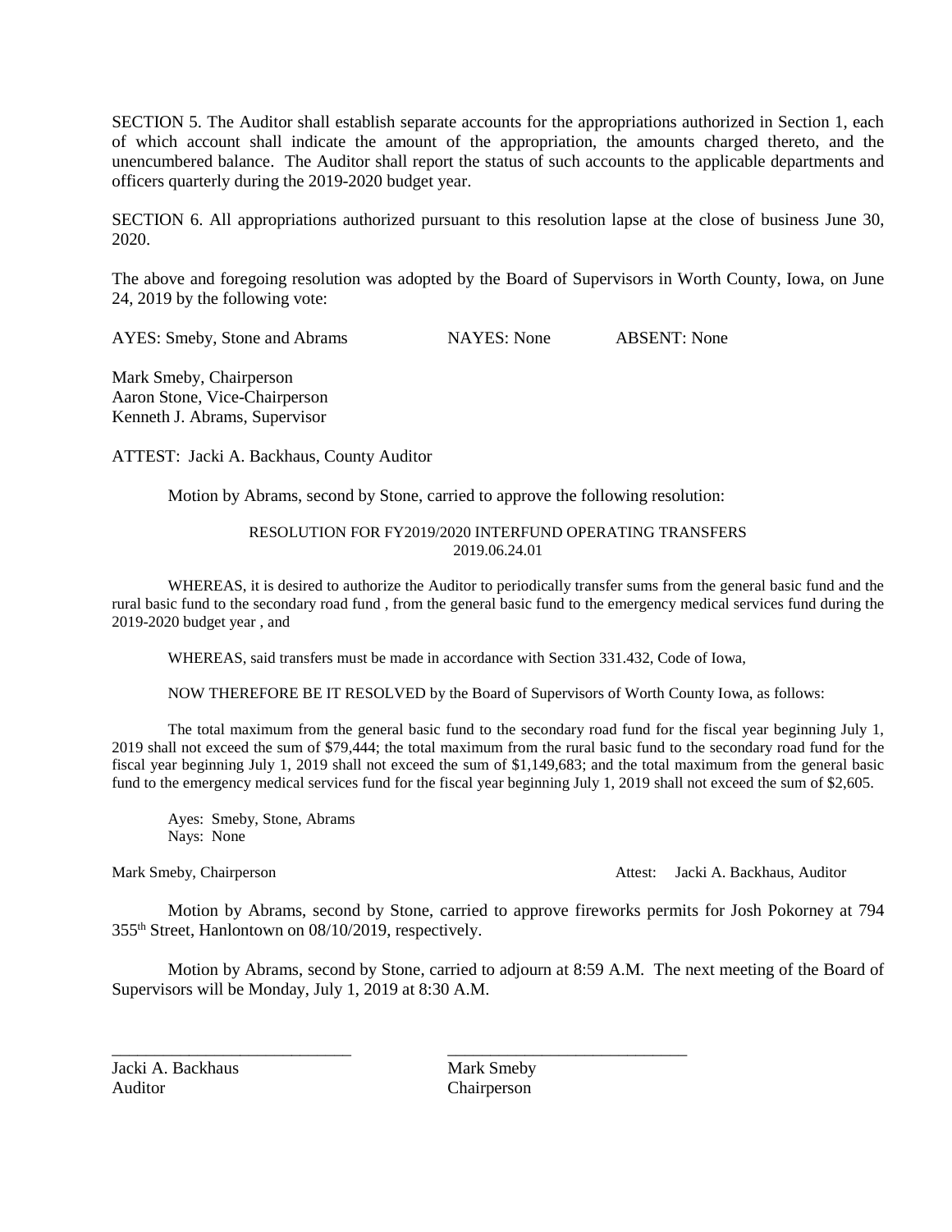SECTION 5. The Auditor shall establish separate accounts for the appropriations authorized in Section 1, each of which account shall indicate the amount of the appropriation, the amounts charged thereto, and the unencumbered balance. The Auditor shall report the status of such accounts to the applicable departments and officers quarterly during the 2019-2020 budget year.

SECTION 6. All appropriations authorized pursuant to this resolution lapse at the close of business June 30, 2020.

The above and foregoing resolution was adopted by the Board of Supervisors in Worth County, Iowa, on June 24, 2019 by the following vote:

AYES: Smeby, Stone and Abrams NAYES: None ABSENT: None

Mark Smeby, Chairperson
Aaron Stone, Vice-Chairperson
Kenneth J. Abrams, Supervisor

ATTEST: Jacki A. Backhaus, County Auditor

Motion by Abrams, second by Stone, carried to approve the following resolution:

RESOLUTION FOR FY2019/2020 INTERFUND OPERATING TRANSFERS
2019.06.24.01

WHEREAS, it is desired to authorize the Auditor to periodically transfer sums from the general basic fund and the rural basic fund to the secondary road fund , from the general basic fund to the emergency medical services fund during the 2019-2020 budget year , and

WHEREAS, said transfers must be made in accordance with Section 331.432, Code of Iowa,

NOW THEREFORE BE IT RESOLVED by the Board of Supervisors of Worth County Iowa, as follows:

The total maximum from the general basic fund to the secondary road fund for the fiscal year beginning July 1, 2019 shall not exceed the sum of $79,444; the total maximum from the rural basic fund to the secondary road fund for the fiscal year beginning July 1, 2019 shall not exceed the sum of $1,149,683; and the total maximum from the general basic fund to the emergency medical services fund for the fiscal year beginning July 1, 2019 shall not exceed the sum of $2,605.

Ayes: Smeby, Stone, Abrams
Nays: None

Mark Smeby, Chairperson Attest: Jacki A. Backhaus, Auditor

Motion by Abrams, second by Stone, carried to approve fireworks permits for Josh Pokorney at 794 355th Street, Hanlontown on 08/10/2019, respectively.

Motion by Abrams, second by Stone, carried to adjourn at 8:59 A.M. The next meeting of the Board of Supervisors will be Monday, July 1, 2019 at 8:30 A.M.

\_\_\_\_\_\_\_\_\_\_\_\_\_\_\_\_\_\_\_\_\_\_\_\_\_\_\_\_ \_\_\_\_\_\_\_\_\_\_\_\_\_\_\_\_\_\_\_\_\_\_\_\_\_\_\_\_

Jacki A. Backhaus Mark Smeby
Auditor Chairperson